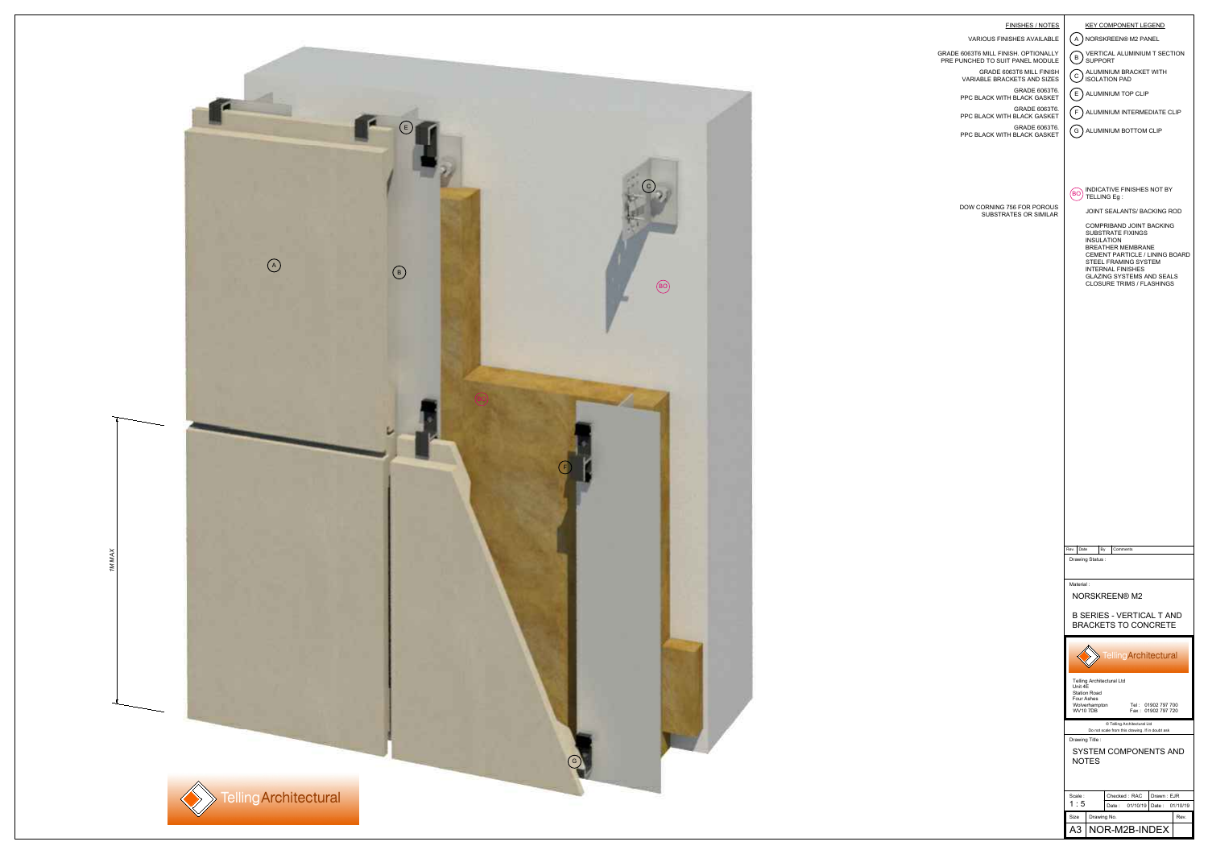## FINISHES / NOTES

VARIOUS FINISHES AVAILABLE

GRADE 6063T6 MILL FINISH. OPTIONALLY PRE PUNCHED TO SUIT PANEL MODULE

GRADE 6063T6 MILL FINISH VARIABLE BRACKETS AND SIZES

GRADE 6063T6. PPC BLACK WITH BLACK GASKET

GRADE 6063T6. PPC BLACK WITH BLACK GASKET

GRADE 6063T6. PPC BLACK WITH BLACK GASKET

DOW CORNING 756 FOR POROUS SUBSTRATES OR SIMILAR

## KEY COMPONENT LEGEND

- (A) NORSKREEN® M2 PANEL
- (B) VERTICAL ALUMINIUM T SECTION SUPPORT
- (C) ALUMINIUM BRACKET WITH ISOLATION PAD
- (E) ALUMINIUM TOP CLIP
- (F) ALUMINIUM INTERMEDIATE CLIP
- (G) ALUMINIUM BOTTOM CLIP

(BO) INDICATIVE FINISHES NOT BY TELLING Eg :

JOINT SEALANTS/ BACKING ROD

COMPRIBAND JOINT BACKING
SUBSTRATE FIXINGS
INSULATION
BREATHER MEMBRANE
CEMENT PARTICLE / LINING BOARD
STEEL FRAMING SYSTEM
INTERNAL FINISHES
GLAZING SYSTEMS AND SEALS
CLOSURE TRIMS / FLASHINGS

1M MAX

| Rev. | Date | By | Comments |
|---|---|---|---|

Drawing Status :

Material :

NORSKREEN® M2

B SERIES - VERTICAL T AND BRACKETS TO CONCRETE

TellingArchitectural

Telling Architectural Ltd
Unit 4E
Station Road
Four Ashes
Wolverhampton
WV10 7DB

Tel : 01902 797 700
Fax : 01902 797 720

© Telling Architectural Ltd
Do not scale from this drawing. If in doubt ask

Drawing Title :

SYSTEM COMPONENTS AND NOTES

| Scale : | Checked : RAC | Drawn : EJR |
|---|---|---|
| 1 : 5 | Date : 01/10/19 | Date : 01/10/19 |

| Size | Drawing No. | Rev. |
|---|---|---|
| A3 | NOR-M2B-INDEX | |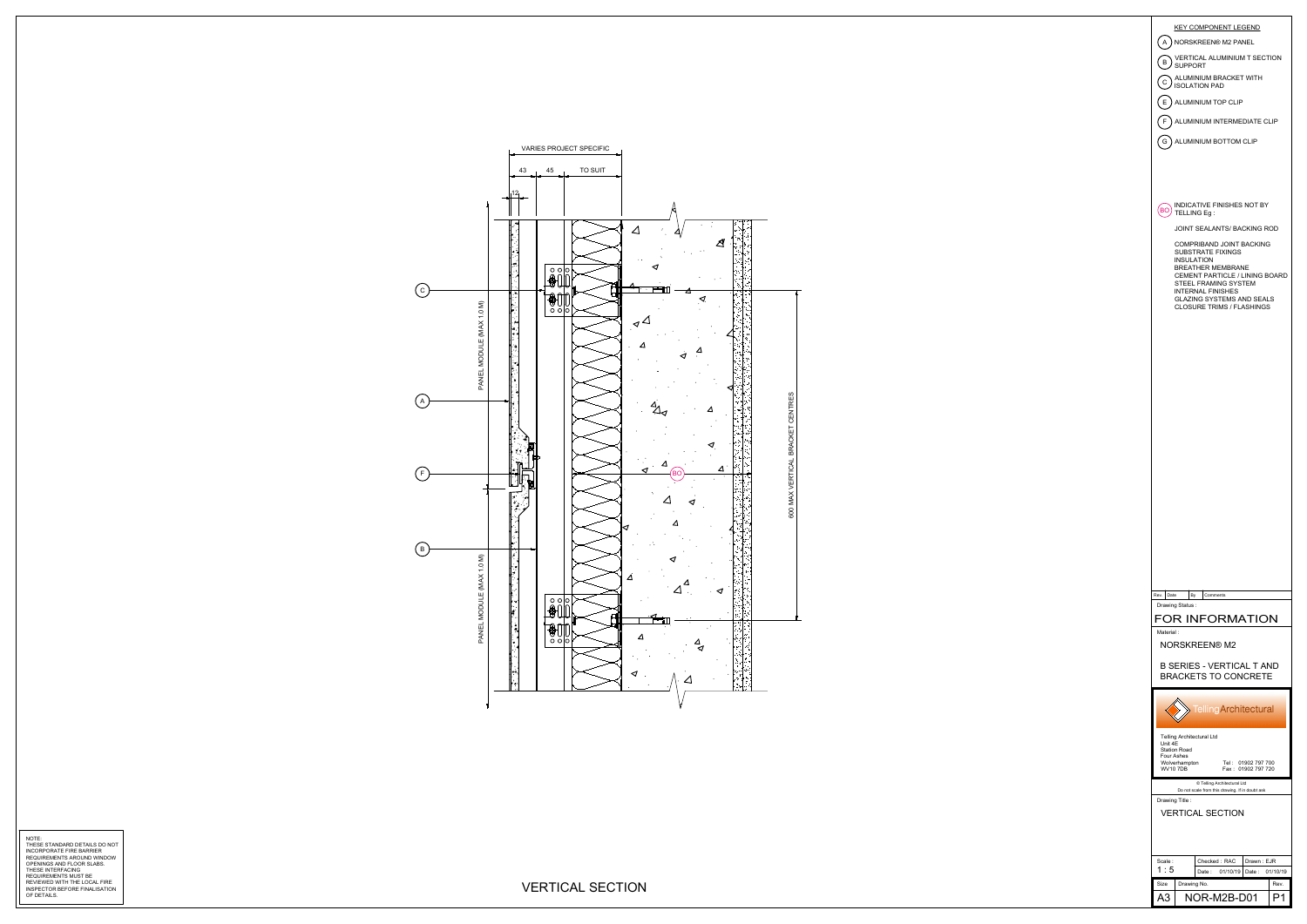## KEY COMPONENT LEGEND

- (A) NORSKREEN® M2 PANEL
- (B) VERTICAL ALUMINIUM T SECTION SUPPORT
- (C) ALUMINIUM BRACKET WITH ISOLATION PAD
- (E) ALUMINIUM TOP CLIP
- (F) ALUMINIUM INTERMEDIATE CLIP
- (G) ALUMINIUM BOTTOM CLIP

(BO) INDICATIVE FINISHES NOT BY TELLING Eg :

JOINT SEALANTS/ BACKING ROD

COMPRIBAND JOINT BACKING
SUBSTRATE FIXINGS
INSULATION
BREATHER MEMBRANE
CEMENT PARTICLE / LINING BOARD
STEEL FRAMING SYSTEM
INTERNAL FINISHES
GLAZING SYSTEMS AND SEALS
CLOSURE TRIMS / FLASHINGS

VARIES PROJECT SPECIFIC

43 | 45 | TO SUIT

12

PANEL MODULE (MAX 1.0 M)

PANEL MODULE (MAX 1.0 M)

600 MAX VERTICAL BRACKET CENTRES

C

A

F

B

BO

## VERTICAL SECTION

NOTE:
THESE STANDARD DETAILS DO NOT INCORPORATE FIRE BARRIER REQUIREMENTS AROUND WINDOW OPENINGS AND FLOOR SLABS. THESE INTERFACING REQUIREMENTS MUST BE REVIEWED WITH THE LOCAL FIRE INSPECTOR BEFORE FINALISATION OF DETAILS.

| Rev. | Date | By | Comments |
|---|---|---|---|

Drawing Status :

**FOR INFORMATION**

Material :

NORSKREEN® M2

B SERIES - VERTICAL T AND BRACKETS TO CONCRETE

TellingArchitectural

Telling Architectural Ltd
Unit 4E
Station Road
Four Ashes
Wolverhampton
WV10 7DB

Tel : 01902 797 700
Fax : 01902 797 720

© Telling Architectural Ltd
Do not scale from this drawing, if in doubt ask

Drawing Title :

VERTICAL SECTION

| Scale : | Checked : RAC | Drawn : EJR |
|---|---|---|
| 1 : 5 | Date : 01/10/19 | Date : 01/10/19 |

| Size | Drawing No. | Rev. |
|---|---|---|
| A3 | NOR-M2B-D01 | P1 |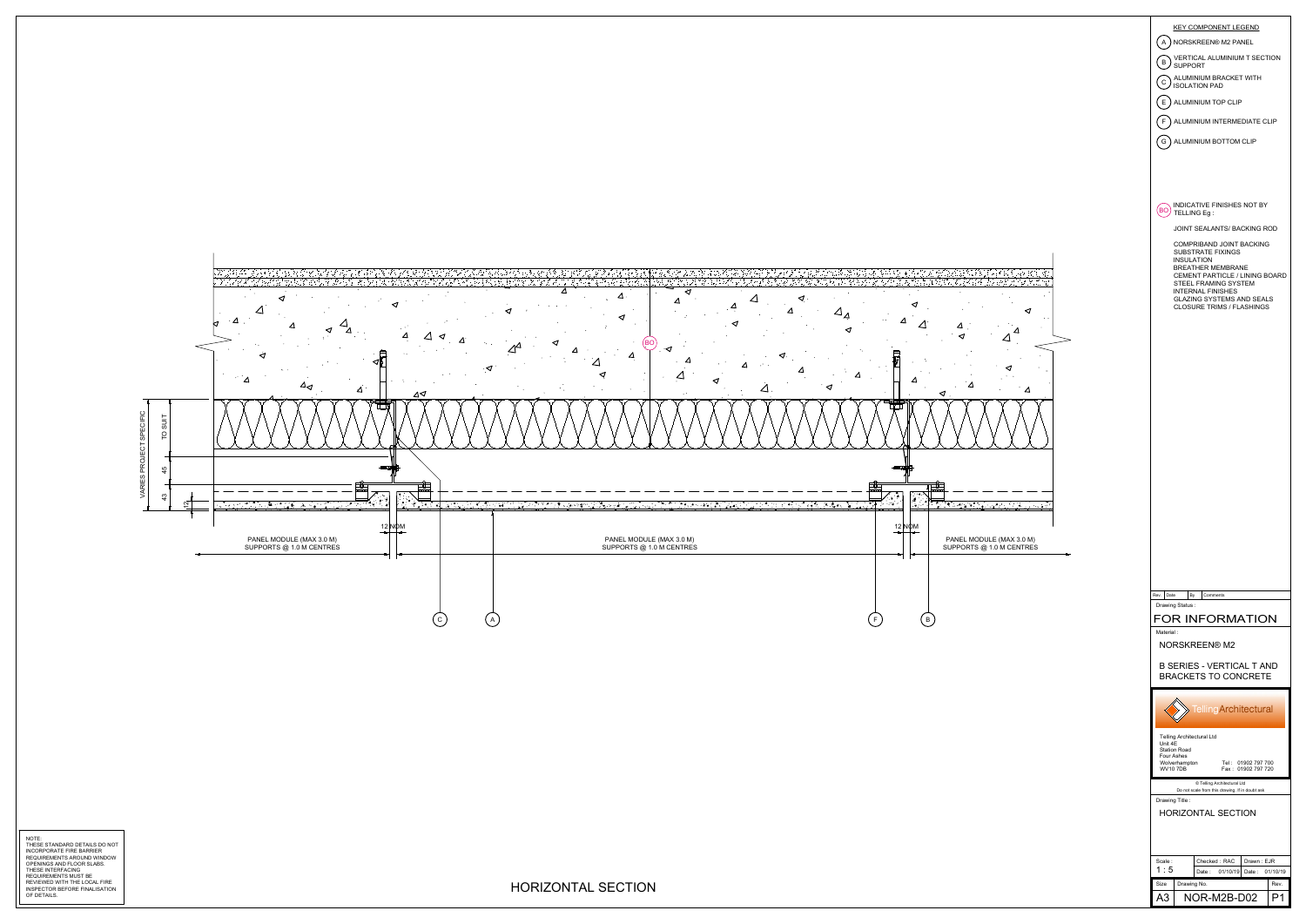## KEY COMPONENT LEGEND

- (A) NORSKREEN® M2 PANEL
- (B) VERTICAL ALUMINIUM T SECTION SUPPORT
- (C) ALUMINIUM BRACKET WITH ISOLATION PAD
- (E) ALUMINIUM TOP CLIP
- (F) ALUMINIUM INTERMEDIATE CLIP
- (G) ALUMINIUM BOTTOM CLIP

(BO) INDICATIVE FINISHES NOT BY TELLING Eg :

JOINT SEALANTS/ BACKING ROD

COMPRIBAND JOINT BACKING
SUBSTRATE FIXINGS
INSULATION
BREATHER MEMBRANE
CEMENT PARTICLE / LINING BOARD
STEEL FRAMING SYSTEM
INTERNAL FINISHES
GLAZING SYSTEMS AND SEALS
CLOSURE TRIMS / FLASHINGS

VARIES PROJECT SPECIFIC

TO SUIT

45

43

12

12 NOM

PANEL MODULE (MAX 3.0 M)
SUPPORTS @ 1.0 M CENTRES

PANEL MODULE (MAX 3.0 M)
SUPPORTS @ 1.0 M CENTRES

12 NOM

PANEL MODULE (MAX 3.0 M)
SUPPORTS @ 1.0 M CENTRES

BO

C A F B

NOTE:
THESE STANDARD DETAILS DO NOT INCORPORATE FIRE BARRIER REQUIREMENTS AROUND WINDOW OPENINGS AND FLOOR SLABS. THESE INTERFACING REQUIREMENTS MUST BE REVIEWED WITH THE LOCAL FIRE INSPECTOR BEFORE FINALISATION OF DETAILS.

# HORIZONTAL SECTION

| Rev. | Date | By | Comments |
|---|---|---|---|

Drawing Status :

**FOR INFORMATION**

Material :

NORSKREEN® M2

B SERIES - VERTICAL T AND BRACKETS TO CONCRETE

Telling Architectural

Telling Architectural Ltd
Unit 4E
Station Road
Four Ashes
Wolverhampton
WV10 7DB

Tel : 01902 797 700
Fax : 01902 797 720

© Telling Architectural Ltd
Do not scale from this drawing, if in doubt ask

Drawing Title :

HORIZONTAL SECTION

| Scale : | Checked : RAC | Drawn : EJR |
|---|---|---|
| 1 : 5 | Date : 01/10/19 | Date : 01/10/19 |

| Size | Drawing No. | Rev. |
|---|---|---|
| A3 | NOR-M2B-D02 | P1 |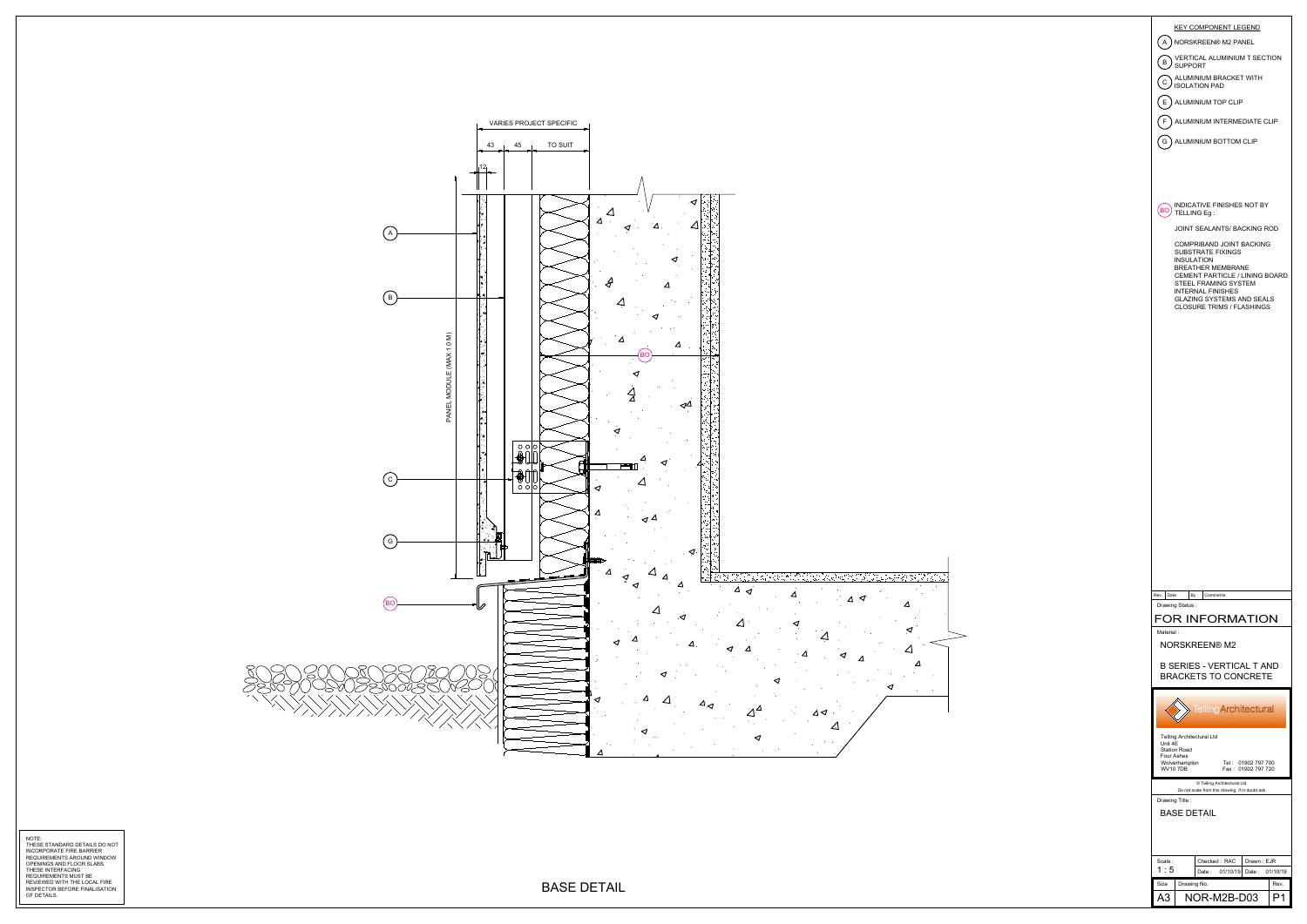VARIES PROJECT SPECIFIC

43 | 45 | TO SUIT

12

PANEL MODULE (MAX 1.0 M)

(A)

(B)

(C)

(G)

(BO)

# BASE DETAIL

NOTE:
THESE STANDARD DETAILS DO NOT INCORPORATE FIRE BARRIER REQUIREMENTS AROUND WINDOW OPENINGS AND FLOOR SLABS. THESE INTERFACING REQUIREMENTS MUST BE REVIEWED WITH THE LOCAL FIRE INSPECTOR BEFORE FINALISATION OF DETAILS.

## KEY COMPONENT LEGEND

- (A) NORSKREEN® M2 PANEL
- (B) VERTICAL ALUMINIUM T SECTION SUPPORT
- (C) ALUMINIUM BRACKET WITH ISOLATION PAD
- (E) ALUMINIUM TOP CLIP
- (F) ALUMINIUM INTERMEDIATE CLIP
- (G) ALUMINIUM BOTTOM CLIP

(BO) INDICATIVE FINISHES NOT BY TELLING Eg :

JOINT SEALANTS/ BACKING ROD

COMPRIBAND JOINT BACKING
SUBSTRATE FIXINGS
INSULATION
BREATHER MEMBRANE
CEMENT PARTICLE / LINING BOARD
STEEL FRAMING SYSTEM
INTERNAL FINISHES
GLAZING SYSTEMS AND SEALS
CLOSURE TRIMS / FLASHINGS

| Rev. | Date | By | Comments |
|---|---|---|---|

Drawing Status :

FOR INFORMATION

Material :

NORSKREEN® M2

B SERIES - VERTICAL T AND BRACKETS TO CONCRETE

TellingArchitectural

Telling Architectural Ltd
Unit 4E
Station Road
Four Ashes
Wolverhampton
WV10 7DB

Tel : 01902 797 700
Fax : 01902 797 720

© Telling Architectural Ltd
Do not scale from this drawing. If in doubt ask

Drawing Title :

BASE DETAIL

| Scale : | Checked : RAC | Drawn : EJR |
|---|---|---|
| 1 : 5 | Date : 01/10/19 | Date : 01/10/19 |

| Size | Drawing No. | Rev. |
|---|---|---|
| A3 | NOR-M2B-D03 | P1 |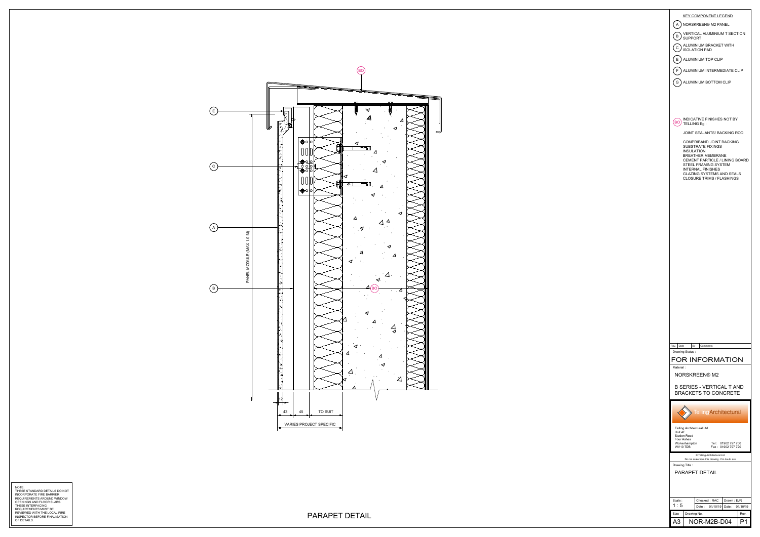## KEY COMPONENT LEGEND

- (A) NORSKREEN® M2 PANEL
- (B) VERTICAL ALUMINIUM T SECTION SUPPORT
- (C) ALUMINIUM BRACKET WITH ISOLATION PAD
- (E) ALUMINIUM TOP CLIP
- (F) ALUMINIUM INTERMEDIATE CLIP
- (G) ALUMINIUM BOTTOM CLIP

(BO) INDICATIVE FINISHES NOT BY TELLING Eg :

JOINT SEALANTS/ BACKING ROD

COMPRIBAND JOINT BACKING
SUBSTRATE FIXINGS
INSULATION
BREATHER MEMBRANE
CEMENT PARTICLE / LINING BOARD
STEEL FRAMING SYSTEM
INTERNAL FINISHES
GLAZING SYSTEMS AND SEALS
CLOSURE TRIMS / FLASHINGS

E
C
A
B
BO
BO

PANEL MODULE (MAX 1.0 M)

12
43 | 45 | TO SUIT
VARIES PROJECT SPECIFIC

# PARAPET DETAIL

NOTE:
THESE STANDARD DETAILS DO NOT INCORPORATE FIRE BARRIER REQUIREMENTS AROUND WINDOW OPENINGS AND FLOOR SLABS. THESE INTERFACING REQUIREMENTS MUST BE REVIEWED WITH THE LOCAL FIRE INSPECTOR BEFORE FINALISATION OF DETAILS.

| Rev. | Date | By | Comments |
|---|---|---|---|

Drawing Status :
FOR INFORMATION

Material :
NORSKREEN® M2

B SERIES - VERTICAL T AND BRACKETS TO CONCRETE

Telling Architectural

Telling Architectural Ltd
Unit 4E
Station Road
Four Ashes
Wolverhampton
WV10 7DB
Tel : 01902 797 700
Fax : 01902 797 720

© Telling Architectural Ltd
Do not scale from this drawing, if in doubt ask

Drawing Title :
PARAPET DETAIL

| Scale : | Checked : RAC | Drawn : EJR |
|---|---|---|
| 1 : 5 | Date : 01/10/19 | Date : 01/10/19 |

| Size | Drawing No. | Rev. |
|---|---|---|
| A3 | NOR-M2B-D04 | P1 |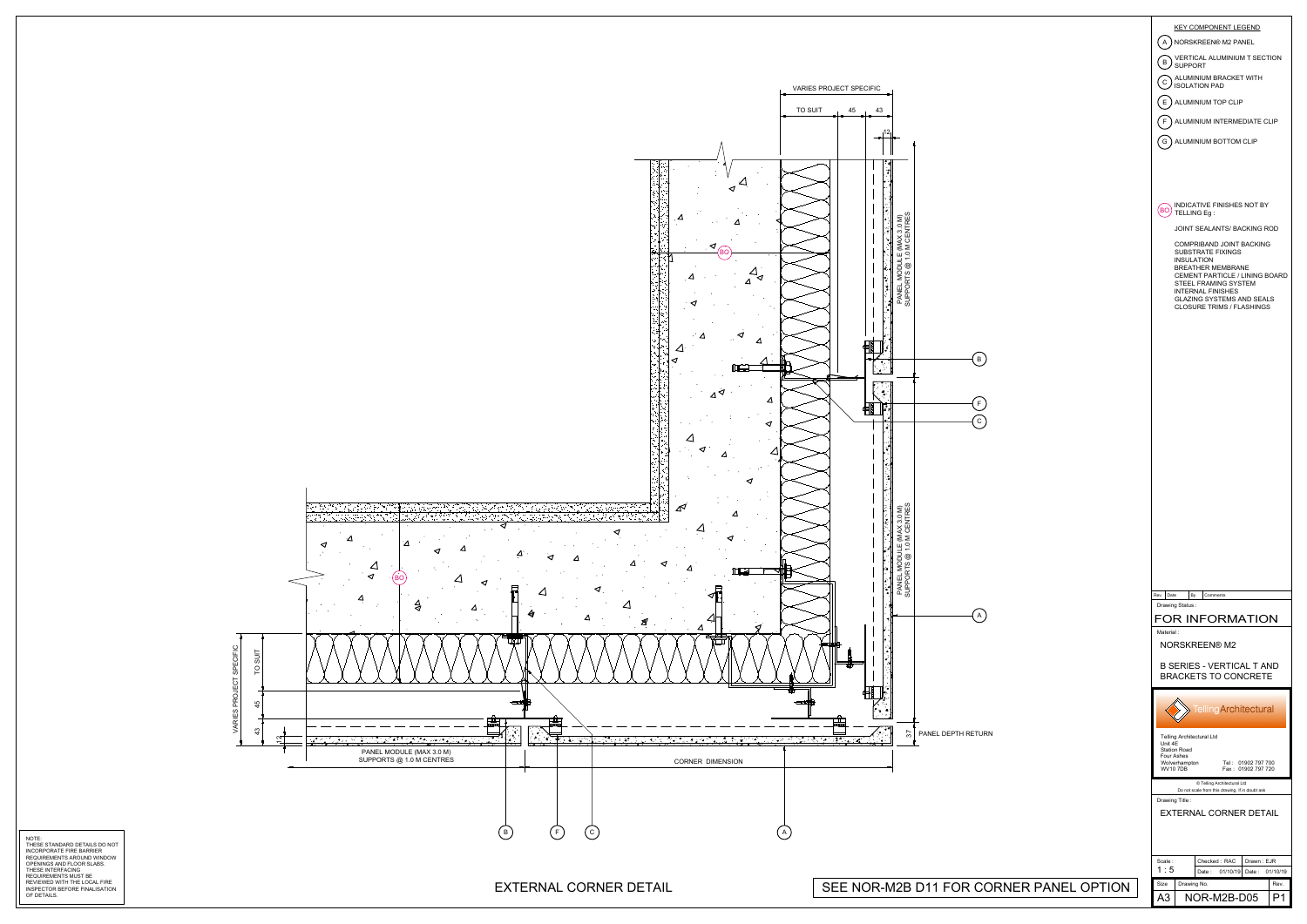## KEY COMPONENT LEGEND

- (A) NORSKREEN® M2 PANEL
- (B) VERTICAL ALUMINIUM T SECTION SUPPORT
- (C) ALUMINIUM BRACKET WITH ISOLATION PAD
- (E) ALUMINIUM TOP CLIP
- (F) ALUMINIUM INTERMEDIATE CLIP
- (G) ALUMINIUM BOTTOM CLIP

(BO) INDICATIVE FINISHES NOT BY TELLING Eg :

JOINT SEALANTS/ BACKING ROD

COMPRIBAND JOINT BACKING
SUBSTRATE FIXINGS
INSULATION
BREATHER MEMBRANE
CEMENT PARTICLE / LINING BOARD
STEEL FRAMING SYSTEM
INTERNAL FINISHES
GLAZING SYSTEMS AND SEALS
CLOSURE TRIMS / FLASHINGS

VARIES PROJECT SPECIFIC

TO SUIT | 45 | 43 | 12

PANEL MODULE (MAX 3.0 M) SUPPORTS @ 1.0 M CENTRES

37 PANEL DEPTH RETURN

CORNER DIMENSION

NOTE:
THESE STANDARD DETAILS DO NOT INCORPORATE FIRE BARRIER REQUIREMENTS AROUND WINDOW OPENINGS AND FLOOR SLABS. THESE INTERFACING REQUIREMENTS MUST BE REVIEWED WITH THE LOCAL FIRE INSPECTOR BEFORE FINALISATION OF DETAILS.

# EXTERNAL CORNER DETAIL

SEE NOR-M2B D11 FOR CORNER PANEL OPTION

| Rev. | Date | By | Comments |
|---|---|---|---|

Drawing Status :
FOR INFORMATION

Material :
NORSKREEN® M2

B SERIES - VERTICAL T AND BRACKETS TO CONCRETE

TellingArchitectural

Telling Architectural Ltd
Unit 4E
Station Road
Four Ashes
Wolverhampton
WV10 7DB
Tel : 01902 797 700
Fax : 01902 797 720

© Telling Architectural Ltd
Do not scale from this drawing, if in doubt ask

Drawing Title :
EXTERNAL CORNER DETAIL

| Scale : | Checked : RAC | Drawn : EJR |
|---|---|---|
| 1 : 5 | Date : 01/10/19 | Date : 01/10/19 |
| Size: A3 | Drawing No.: NOR-M2B-D05 | Rev.: P1 |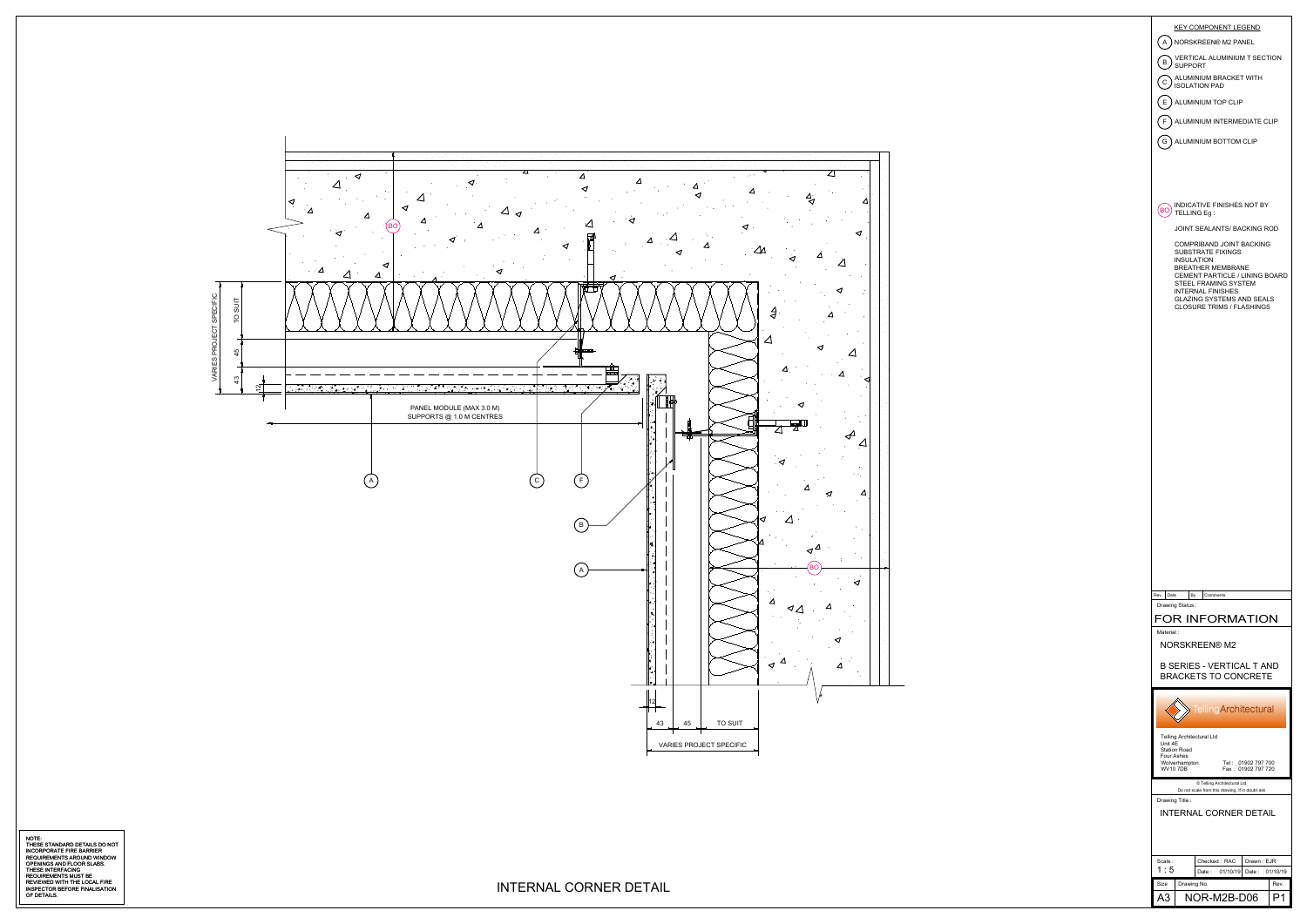KEY COMPONENT LEGEND

- (A) NORSKREEN® M2 PANEL
- (B) VERTICAL ALUMINIUM T SECTION SUPPORT
- (C) ALUMINIUM BRACKET WITH ISOLATION PAD
- (E) ALUMINIUM TOP CLIP
- (F) ALUMINIUM INTERMEDIATE CLIP
- (G) ALUMINIUM BOTTOM CLIP

(BO) INDICATIVE FINISHES NOT BY TELLING Eg :

JOINT SEALANTS/ BACKING ROD

COMPRIBAND JOINT BACKING
SUBSTRATE FIXINGS
INSULATION
BREATHER MEMBRANE
CEMENT PARTICLE / LINING BOARD
STEEL FRAMING SYSTEM
INTERNAL FINISHES
GLAZING SYSTEMS AND SEALS
CLOSURE TRIMS / FLASHINGS

VARIES PROJECT SPECIFIC

TO SUIT

45

43

12

PANEL MODULE (MAX 3.0 M)
SUPPORTS @ 1.0 M CENTRES

A C F B A BO BO

12

43 45 TO SUIT

VARIES PROJECT SPECIFIC

| Rev. | Date | By | Comments |
|---|---|---|---|

Drawing Status :

FOR INFORMATION

Material :

NORSKREEN® M2

B SERIES - VERTICAL T AND BRACKETS TO CONCRETE

TellingArchitectural

Telling Architectural Ltd
Unit 4E
Station Road
Four Ashes
Wolverhampton
WV10 7DB

Tel : 01902 797 700
Fax : 01902 797 720

© Telling Architectural Ltd
Do not scale from this drawing, if in doubt ask

Drawing Title :

INTERNAL CORNER DETAIL

| Scale : | Checked : RAC | Drawn : EJR |
|---|---|---|
| 1 : 5 | Date : 01/10/19 | Date : 01/10/19 |

| Size | Drawing No. | Rev. |
|---|---|---|
| A3 | NOR-M2B-D06 | P1 |

NOTE:
THESE STANDARD DETAILS DO NOT INCORPORATE FIRE BARRIER REQUIREMENTS AROUND WINDOW OPENINGS AND FLOOR SLABS. THESE INTERFACING REQUIREMENTS MUST BE REVIEWED WITH THE LOCAL FIRE INSPECTOR BEFORE FINALISATION OF DETAILS.

INTERNAL CORNER DETAIL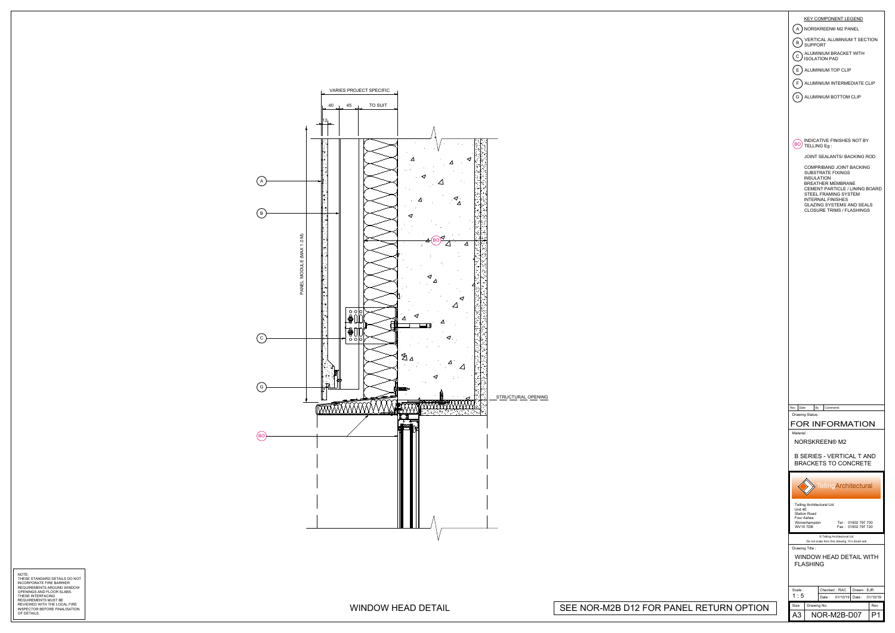VARIES PROJECT SPECIFIC

40 | 45 | TO SUIT

12

PANEL MODULE (MAX 1.0 M)

A

B

C

G

BO

STRUCTURAL OPENING

## KEY COMPONENT LEGEND

- (A) NORSKREEN® M2 PANEL
- (B) VERTICAL ALUMINIUM T SECTION SUPPORT
- (C) ALUMINIUM BRACKET WITH ISOLATION PAD
- (E) ALUMINIUM TOP CLIP
- (F) ALUMINIUM INTERMEDIATE CLIP
- (G) ALUMINIUM BOTTOM CLIP

(BO) INDICATIVE FINISHES NOT BY TELLING Eg :

JOINT SEALANTS/ BACKING ROD

COMPRIBAND JOINT BACKING
SUBSTRATE FIXINGS
INSULATION
BREATHER MEMBRANE
CEMENT PARTICLE / LINING BOARD
STEEL FRAMING SYSTEM
INTERNAL FINISHES
GLAZING SYSTEMS AND SEALS
CLOSURE TRIMS / FLASHINGS

| Rev. | Date | By | Comments |
|---|---|---|---|

Drawing Status :

FOR INFORMATION

Material :

NORSKREEN® M2

B SERIES - VERTICAL T AND BRACKETS TO CONCRETE

TellingArchitectural

Telling Architectural Ltd
Unit 4E
Station Road
Four Ashes
Wolverhampton
WV10 7DB

Tel : 01902 797 700
Fax : 01902 797 720

© Telling Architectural Ltd
Do not scale from this drawing, if in doubt ask

Drawing Title :

WINDOW HEAD DETAIL WITH FLASHING

| Scale : | Checked : RAC | Drawn : EJR |
|---|---|---|
| 1 : 5 | Date : 01/10/19 | Date : 01/10/19 |

| Size | Drawing No. | Rev. |
|---|---|---|
| A3 | NOR-M2B-D07 | P1 |

NOTE:
THESE STANDARD DETAILS DO NOT INCORPORATE FIRE BARRIER REQUIREMENTS AROUND WINDOW OPENINGS AND FLOOR SLABS. THESE INTERFACING REQUIREMENTS MUST BE REVIEWED WITH THE LOCAL FIRE INSPECTOR BEFORE FINALISATION OF DETAILS.

WINDOW HEAD DETAIL

SEE NOR-M2B D12 FOR PANEL RETURN OPTION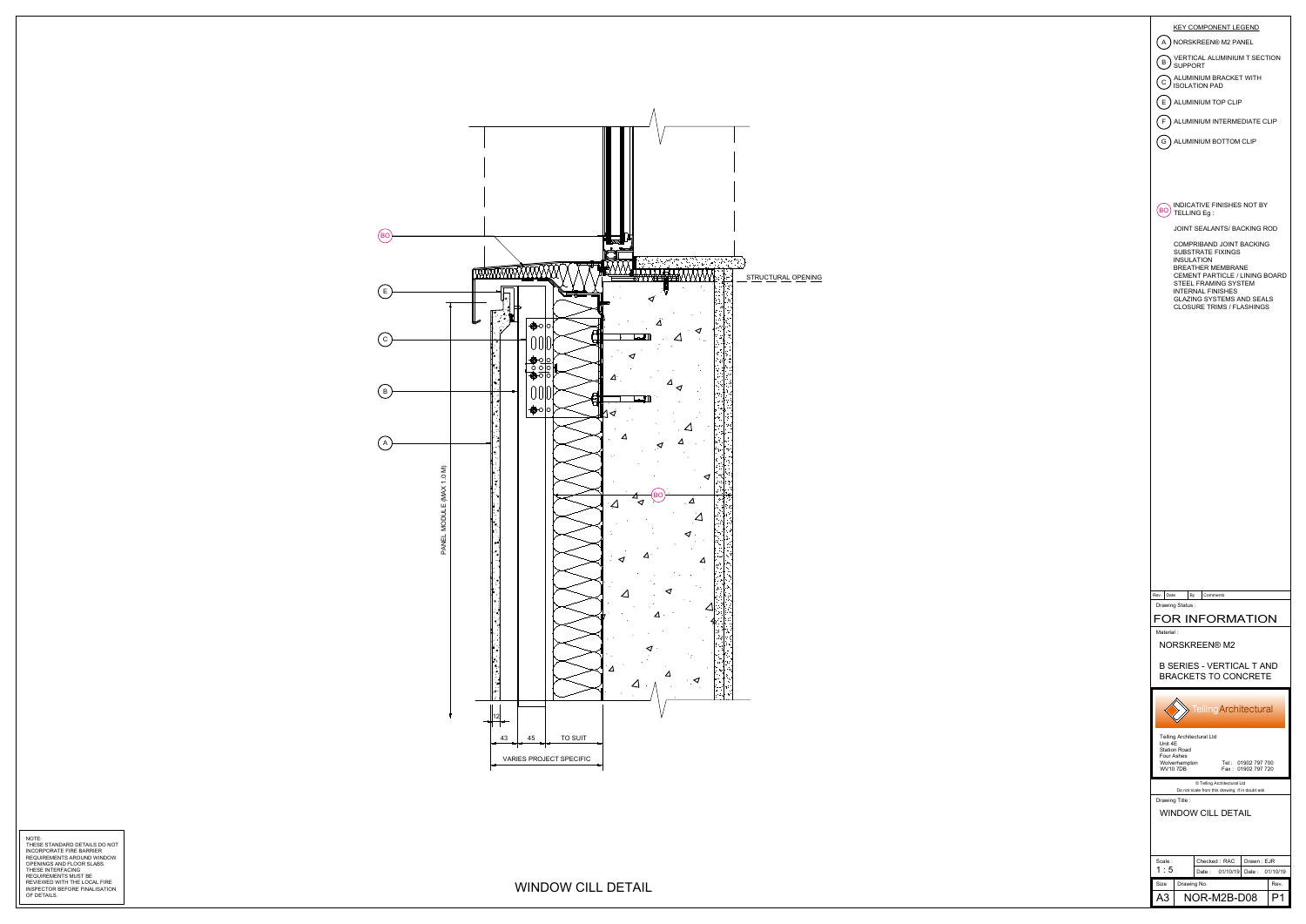## KEY COMPONENT LEGEND

- (A) NORSKREEN® M2 PANEL
- (B) VERTICAL ALUMINIUM T SECTION SUPPORT
- (C) ALUMINIUM BRACKET WITH ISOLATION PAD
- (E) ALUMINIUM TOP CLIP
- (F) ALUMINIUM INTERMEDIATE CLIP
- (G) ALUMINIUM BOTTOM CLIP

(BO) INDICATIVE FINISHES NOT BY TELLING Eg :

JOINT SEALANTS/ BACKING ROD

COMPRIBAND JOINT BACKING
SUBSTRATE FIXINGS
INSULATION
BREATHER MEMBRANE
CEMENT PARTICLE / LINING BOARD
STEEL FRAMING SYSTEM
INTERNAL FINISHES
GLAZING SYSTEMS AND SEALS
CLOSURE TRIMS / FLASHINGS

STRUCTURAL OPENING

PANEL MODULE (MAX 1.0 M)

12

43 | 45 | TO SUIT

VARIES PROJECT SPECIFIC

NOTE:
THESE STANDARD DETAILS DO NOT INCORPORATE FIRE BARRIER REQUIREMENTS AROUND WINDOW OPENINGS AND FLOOR SLABS. THESE INTERFACING REQUIREMENTS MUST BE REVIEWED WITH THE LOCAL FIRE INSPECTOR BEFORE FINALISATION OF DETAILS.

# WINDOW CILL DETAIL

| Rev. | Date | By | Comments |
|---|---|---|---|

Drawing Status :

FOR INFORMATION

Material :

NORSKREEN® M2

B SERIES - VERTICAL T AND BRACKETS TO CONCRETE

TellingArchitectural

Telling Architectural Ltd
Unit 4E
Station Road
Four Ashes
Wolverhampton
WV10 7DB

Tel : 01902 797 700
Fax : 01902 797 720

© Telling Architectural Ltd
Do not scale from this drawing, if in doubt ask

Drawing Title :

WINDOW CILL DETAIL

| Scale : | Checked : RAC | Drawn : EJR |
|---|---|---|
| 1 : 5 | Date : 01/10/19 | Date : 01/10/19 |

| Size | Drawing No. | Rev. |
|---|---|---|
| A3 | NOR-M2B-D08 | P1 |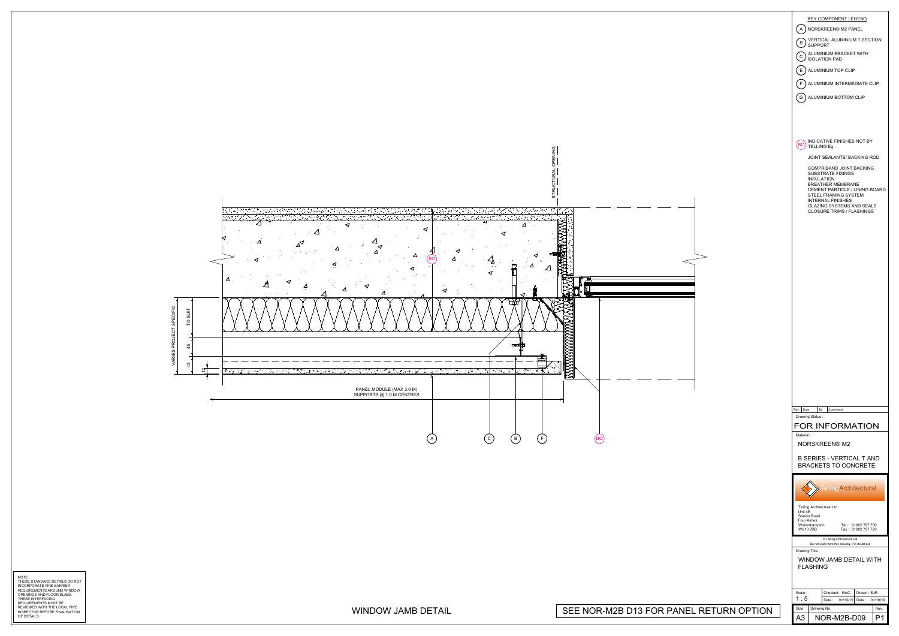## KEY COMPONENT LEGEND

- (A) NORSKREEN® M2 PANEL
- (B) VERTICAL ALUMINIUM T SECTION SUPPORT
- (C) ALUMINIUM BRACKET WITH ISOLATION PAD
- (E) ALUMINIUM TOP CLIP
- (F) ALUMINIUM INTERMEDIATE CLIP
- (G) ALUMINIUM BOTTOM CLIP

(BO) INDICATIVE FINISHES NOT BY TELLING Eg :

- JOINT SEALANTS/ BACKING ROD
- COMPRIBAND JOINT BACKING
- SUBSTRATE FIXINGS
- INSULATION
- BREATHER MEMBRANE
- CEMENT PARTICLE / LINING BOARD
- STEEL FRAMING SYSTEM
- INTERNAL FINISHES
- GLAZING SYSTEMS AND SEALS
- CLOSURE TRIMS / FLASHINGS

STRUCTURAL OPENING

VARIES PROJECT SPECIFIC

TO SUIT

45

43

12

PANEL MODULE (MAX 3.0 M)
SUPPORTS @ 1.0 M CENTRES

A C B F BO

NOTE:
THESE STANDARD DETAILS DO NOT INCORPORATE FIRE BARRIER REQUIREMENTS AROUND WINDOW OPENINGS AND FLOOR SLABS. THESE INTERFACING REQUIREMENTS MUST BE REVIEWED WITH THE LOCAL FIRE INSPECTOR BEFORE FINALISATION OF DETAILS.

WINDOW JAMB DETAIL

SEE NOR-M2B D13 FOR PANEL RETURN OPTION

| Rev. | Date | By | Comments |
|---|---|---|---|

Drawing Status :
**FOR INFORMATION**

Material :
NORSKREEN® M2

B SERIES - VERTICAL T AND BRACKETS TO CONCRETE

TellingArchitectural

Telling Architectural Ltd
Unit 4E
Station Road
Four Ashes
Wolverhampton
WV10 7DB
Tel : 01902 797 700
Fax : 01902 797 720

© Telling Architectural Ltd
Do not scale from this drawing, if in doubt ask

Drawing Title :
WINDOW JAMB DETAIL WITH FLASHING

| Scale : | Checked : RAC | Drawn : EJR |
|---|---|---|
| 1 : 5 | Date : 01/10/19 | Date : 01/10/19 |

| Size | Drawing No. | Rev. |
|---|---|---|
| A3 | NOR-M2B-D09 | P1 |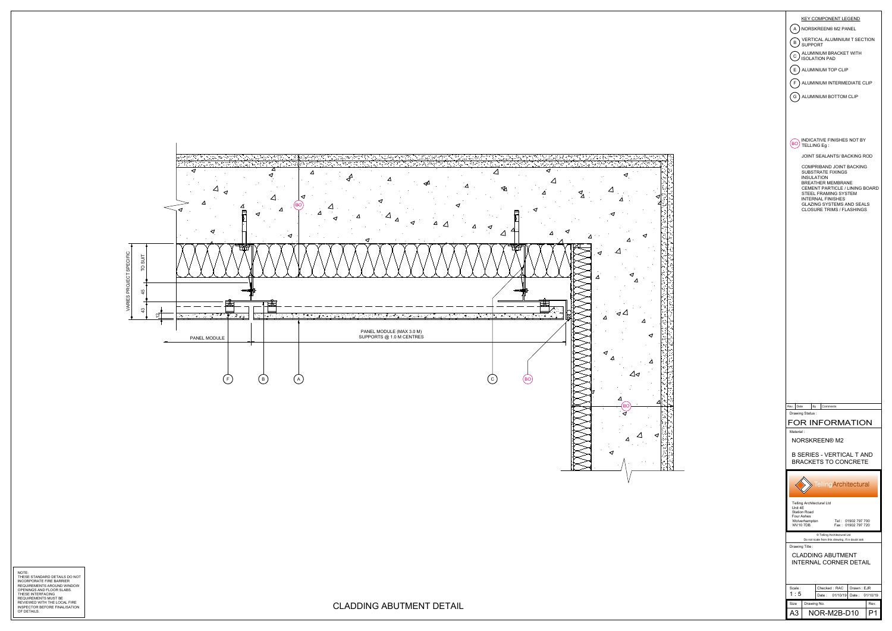## KEY COMPONENT LEGEND

- (A) NORSKREEN® M2 PANEL
- (B) VERTICAL ALUMINIUM T SECTION SUPPORT
- (C) ALUMINIUM BRACKET WITH ISOLATION PAD
- (E) ALUMINIUM TOP CLIP
- (F) ALUMINIUM INTERMEDIATE CLIP
- (G) ALUMINIUM BOTTOM CLIP

(BO) INDICATIVE FINISHES NOT BY TELLING Eg :

JOINT SEALANTS/ BACKING ROD

COMPRIBAND JOINT BACKING
SUBSTRATE FIXINGS
INSULATION
BREATHER MEMBRANE
CEMENT PARTICLE / LINING BOARD
STEEL FRAMING SYSTEM
INTERNAL FINISHES
GLAZING SYSTEMS AND SEALS
CLOSURE TRIMS / FLASHINGS

VARIES PROJECT SPECIFIC
TO SUIT
45
43
12

PANEL MODULE

PANEL MODULE (MAX 3.0 M)
SUPPORTS @ 1.0 M CENTRES

F B A C BO BO BO

NOTE:
THESE STANDARD DETAILS DO NOT INCORPORATE FIRE BARRIER REQUIREMENTS AROUND WINDOW OPENINGS AND FLOOR SLABS. THESE INTERFACING REQUIREMENTS MUST BE REVIEWED WITH THE LOCAL FIRE INSPECTOR BEFORE FINALISATION OF DETAILS.

# CLADDING ABUTMENT DETAIL

| Rev. | Date | By | Comments |
|---|---|---|---|

Drawing Status :

FOR INFORMATION

Material :

NORSKREEN® M2

B SERIES - VERTICAL T AND BRACKETS TO CONCRETE

TellingArchitectural

Telling Architectural Ltd
Unit 4E
Station Road
Four Ashes
Wolverhampton
WV10 7DB

Tel : 01902 797 700
Fax : 01902 797 720

© Telling Architectural Ltd
Do not scale from this drawing, if in doubt ask

Drawing Title :

CLADDING ABUTMENT INTERNAL CORNER DETAIL

| Scale : | Checked : RAC | Drawn : EJR |
|---|---|---|
| 1 : 5 | Date : 01/10/19 | Date : 01/10/19 |

| Size | Drawing No. | Rev. |
|---|---|---|
| A3 | NOR-M2B-D10 | P1 |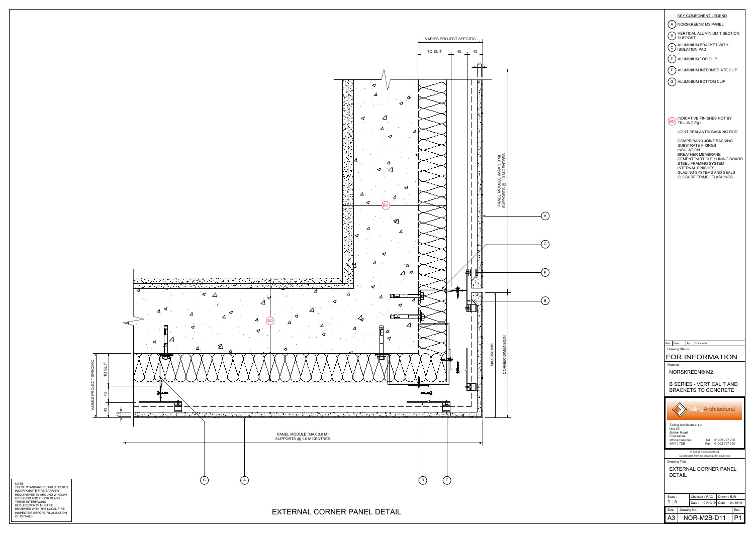KEY COMPONENT LEGEND

- (A) NORSKREEN® M2 PANEL
- (B) VERTICAL ALUMINIUM T SECTION SUPPORT
- (C) ALUMINIUM BRACKET WITH ISOLATION PAD
- (E) ALUMINIUM TOP CLIP
- (F) ALUMINIUM INTERMEDIATE CLIP
- (G) ALUMINIUM BOTTOM CLIP

(BO) INDICATIVE FINISHES NOT BY TELLING Eg :

JOINT SEALANTS/ BACKING ROD

COMPRIBAND JOINT BACKING
SUBSTRATE FIXINGS
INSULATION
BREATHER MEMBRANE
CEMENT PARTICLE / LINING BOARD
STEEL FRAMING SYSTEM
INTERNAL FINISHES
GLAZING SYSTEMS AND SEALS
CLOSURE TRIMS / FLASHINGS

VARIES PROJECT SPECIFIC
TO SUIT 45 43
12

PANEL MODULE (MAX 3.0 M)
SUPPORTS @ 1.0 M CENTRES

MAX 350 MM
CORNER DIMENSION

NOTE:
THESE STANDARD DETAILS DO NOT INCORPORATE FIRE BARRIER REQUIREMENTS AROUND WINDOW OPENINGS AND FLOOR SLABS. THESE INTERFACING REQUIREMENTS MUST BE REVIEWED WITH THE LOCAL FIRE INSPECTOR BEFORE FINALISATION OF DETAILS.

# EXTERNAL CORNER PANEL DETAIL

| Rev. | Date | By | Comments |
|---|---|---|---|

Drawing Status :

FOR INFORMATION

Material :

NORSKREEN® M2

B SERIES - VERTICAL T AND BRACKETS TO CONCRETE

TellingArchitectural

Telling Architectural Ltd
Unit 4E
Station Road
Four Ashes
Wolverhampton
WV10 7DB

Tel : 01902 797 700
Fax : 01902 797 720

© Telling Architectural Ltd
Do not scale from this drawing, if in doubt ask

Drawing Title :

EXTERNAL CORNER PANEL DETAIL

| Scale : | Checked : RAC | Drawn : EJR |
|---|---|---|
| 1 : 5 | Date : 01/10/19 | Date : 01/10/19 |

| Size | Drawing No. | Rev. |
|---|---|---|
| A3 | NOR-M2B-D11 | P1 |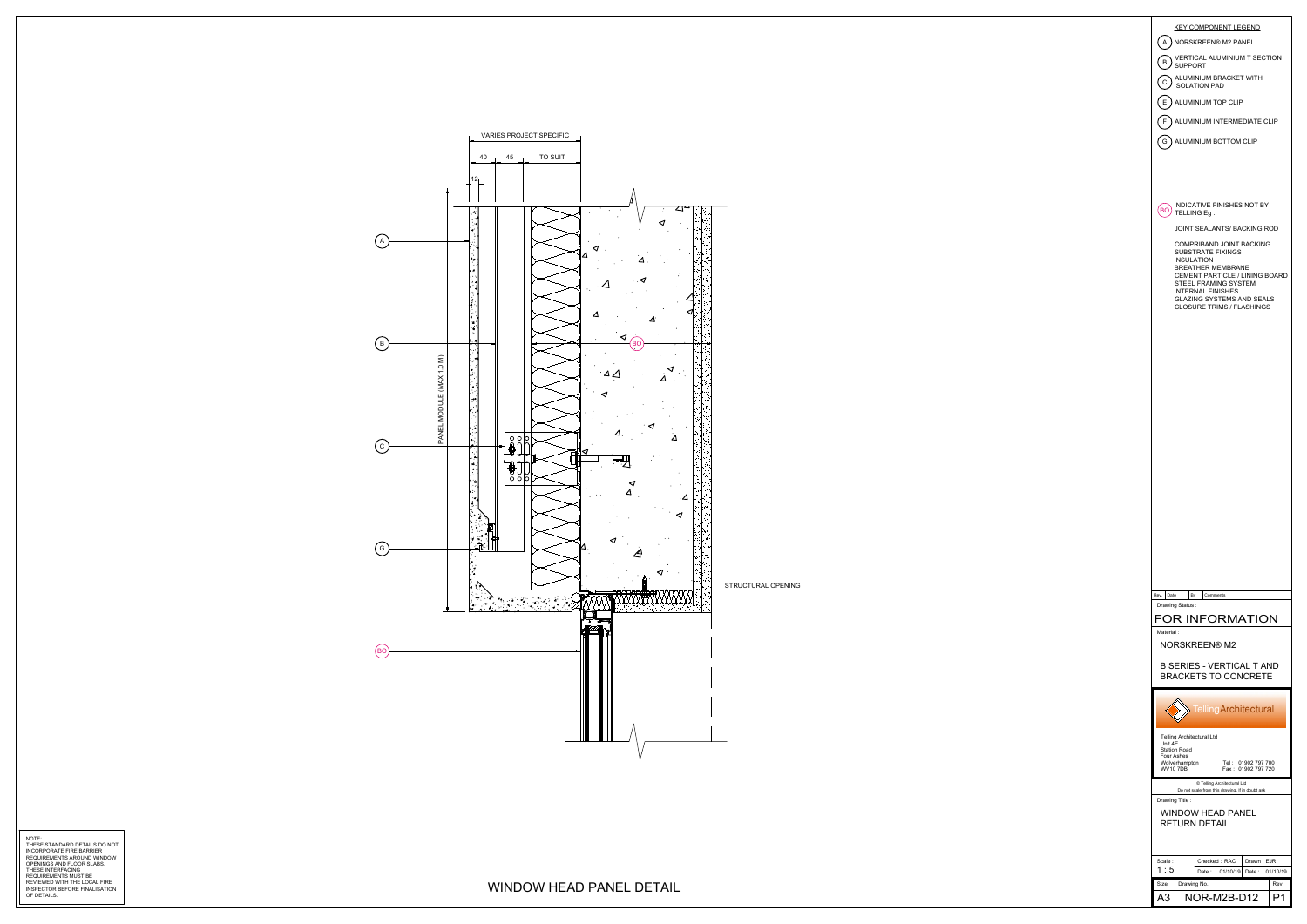VARIES PROJECT SPECIFIC

40 | 45 | TO SUIT

12

PANEL MODULE (MAX 1.0 M)

STRUCTURAL OPENING

A

B

C

G

BO

## WINDOW HEAD PANEL DETAIL

NOTE:
THESE STANDARD DETAILS DO NOT INCORPORATE FIRE BARRIER REQUIREMENTS AROUND WINDOW OPENINGS AND FLOOR SLABS. THESE INTERFACING REQUIREMENTS MUST BE REVIEWED WITH THE LOCAL FIRE INSPECTOR BEFORE FINALISATION OF DETAILS.

### KEY COMPONENT LEGEND

- (A) NORSKREEN® M2 PANEL
- (B) VERTICAL ALUMINIUM T SECTION SUPPORT
- (C) ALUMINIUM BRACKET WITH ISOLATION PAD
- (E) ALUMINIUM TOP CLIP
- (F) ALUMINIUM INTERMEDIATE CLIP
- (G) ALUMINIUM BOTTOM CLIP

(BO) INDICATIVE FINISHES NOT BY TELLING Eg :

JOINT SEALANTS/ BACKING ROD

COMPRIBAND JOINT BACKING
SUBSTRATE FIXINGS
INSULATION
BREATHER MEMBRANE
CEMENT PARTICLE / LINING BOARD
STEEL FRAMING SYSTEM
INTERNAL FINISHES
GLAZING SYSTEMS AND SEALS
CLOSURE TRIMS / FLASHINGS

| Rev. | Date | By | Comments |
|---|---|---|---|

Drawing Status :

FOR INFORMATION

Material :

NORSKREEN® M2

B SERIES - VERTICAL T AND BRACKETS TO CONCRETE

TellingArchitectural

Telling Architectural Ltd
Unit 4E
Station Road
Four Ashes
Wolverhampton
WV10 7DB

Tel : 01902 797 700
Fax : 01902 797 720

© Telling Architectural Ltd
Do not scale from this drawing, if in doubt ask

Drawing Title :

WINDOW HEAD PANEL RETURN DETAIL

| Scale : | Checked : RAC | Drawn : EJR |
|---|---|---|
| 1 : 5 | Date : 01/10/19 | Date : 01/10/19 |

| Size | Drawing No. | Rev. |
|---|---|---|
| A3 | NOR-M2B-D12 | P1 |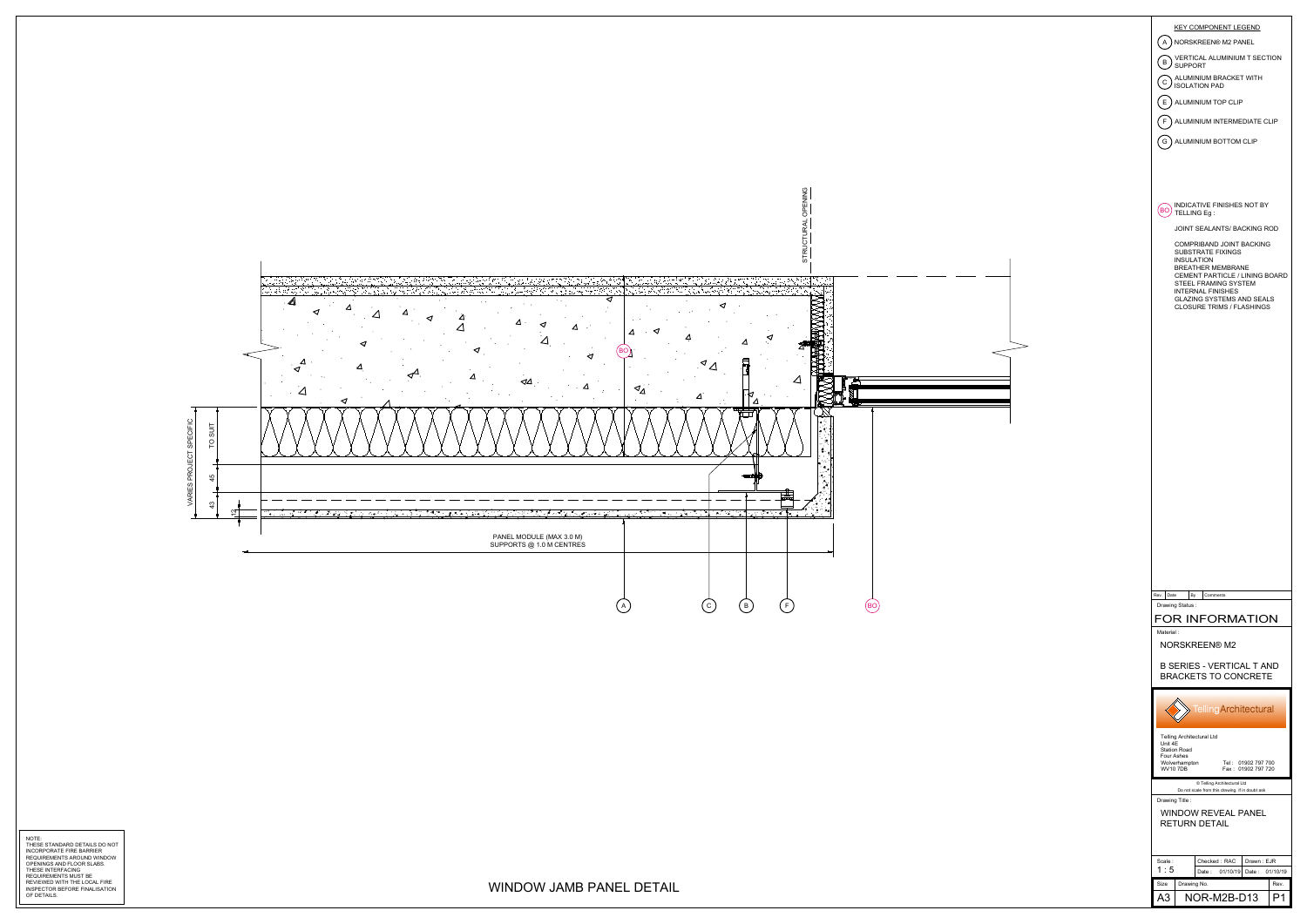KEY COMPONENT LEGEND

- (A) NORSKREEN® M2 PANEL
- (B) VERTICAL ALUMINIUM T SECTION SUPPORT
- (C) ALUMINIUM BRACKET WITH ISOLATION PAD
- (E) ALUMINIUM TOP CLIP
- (F) ALUMINIUM INTERMEDIATE CLIP
- (G) ALUMINIUM BOTTOM CLIP

(BO) INDICATIVE FINISHES NOT BY TELLING Eg :

JOINT SEALANTS/ BACKING ROD

COMPRIBAND JOINT BACKING
SUBSTRATE FIXINGS
INSULATION
BREATHER MEMBRANE
CEMENT PARTICLE / LINING BOARD
STEEL FRAMING SYSTEM
INTERNAL FINISHES
GLAZING SYSTEMS AND SEALS
CLOSURE TRIMS / FLASHINGS

STRUCTURAL OPENING

VARIES PROJECT SPECIFIC

TO SUIT

45

43

12

PANEL MODULE (MAX 3.0 M)
SUPPORTS @ 1.0 M CENTRES

BO

A C B F BO

NOTE:
THESE STANDARD DETAILS DO NOT INCORPORATE FIRE BARRIER REQUIREMENTS AROUND WINDOW OPENINGS AND FLOOR SLABS. THESE INTERFACING REQUIREMENTS MUST BE REVIEWED WITH THE LOCAL FIRE INSPECTOR BEFORE FINALISATION OF DETAILS.

WINDOW JAMB PANEL DETAIL

| Rev. | Date | By | Comments |
|---|---|---|---|

Drawing Status :

FOR INFORMATION

Material :

NORSKREEN® M2

B SERIES - VERTICAL T AND BRACKETS TO CONCRETE

TellingArchitectural

Telling Architectural Ltd
Unit 4E
Station Road
Four Ashes
Wolverhampton
WV10 7DB

Tel : 01902 797 700
Fax : 01902 797 720

© Telling Architectural Ltd
Do not scale from this drawing, if in doubt ask

Drawing Title :

WINDOW REVEAL PANEL RETURN DETAIL

| Scale : | Checked : RAC | Drawn : EJR |
|---|---|---|
| 1 : 5 | Date : 01/10/19 | Date : 01/10/19 |

| Size | Drawing No. | Rev. |
|---|---|---|
| A3 | NOR-M2B-D13 | P1 |